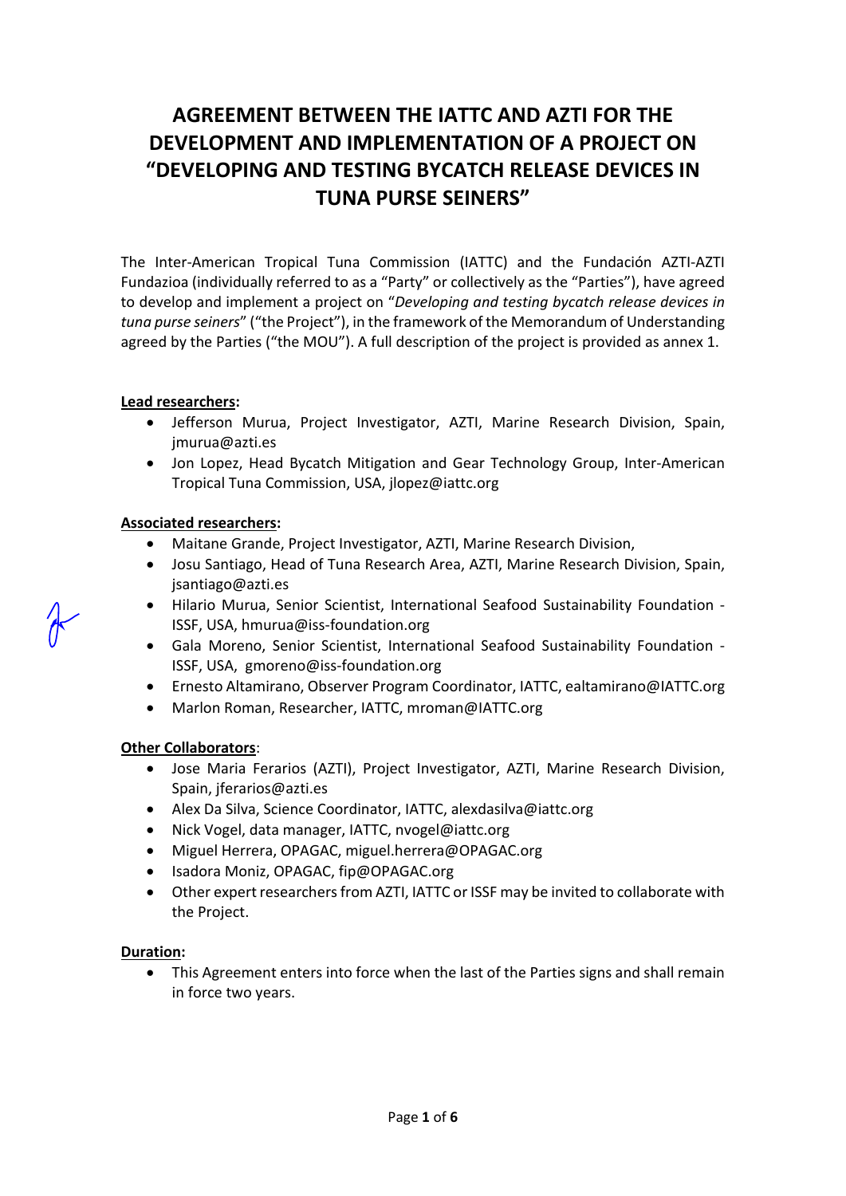# AGREEMENT BETWEEN THE IATTC AND AZTI FOR THE DEVELOPMENT AND IMPLEMENTATION OF A PROJECT ON "DEVELOPING AND TESTING BYCATCH RELEASE DEVICES IN TUNA PURSE SEINERS"

The Inter-American Tropical Tuna Commission (IATTC) and the Fundación AZTI-AZTI Fundazioa (individually referred to as a "Party" or collectively as the "Parties"), have agreed to develop and implement a project on "*Developing and testing bycatch release devices in tuna purse seiners*" ("the Project"), in the framework of the Memorandum of Understanding agreed by the Parties ("the MOU"). A full description of the project is provided as annex 1.

**Lead researchers:**

- Jefferson Murua, Project Investigator, AZTI, Marine Research Division, Spain, jmurua@azti.es
- Jon Lopez, Head Bycatch Mitigation and Gear Technology Group, Inter-American Tropical Tuna Commission, USA, jlopez@iattc.org

**Associated researchers:**

- Maitane Grande, Project Investigator, AZTI, Marine Research Division,
- Josu Santiago, Head of Tuna Research Area, AZTI, Marine Research Division, Spain, jsantiago@azti.es
- Hilario Murua, Senior Scientist, International Seafood Sustainability Foundation - ISSF, USA, hmurua@iss-foundation.org
- Gala Moreno, Senior Scientist, International Seafood Sustainability Foundation - ISSF, USA, gmoreno@iss-foundation.org
- Ernesto Altamirano, Observer Program Coordinator, IATTC, ealtamirano@IATTC.org
- Marlon Roman, Researcher, IATTC, mroman@IATTC.org

**Other Collaborators**:

- Jose Maria Ferarios (AZTI), Project Investigator, AZTI, Marine Research Division, Spain, jferarios@azti.es
- Alex Da Silva, Science Coordinator, IATTC, alexdasilva@iattc.org
- Nick Vogel, data manager, IATTC, nvogel@iattc.org
- Miguel Herrera, OPAGAC, miguel.herrera@OPAGAC.org
- Isadora Moniz, OPAGAC, fip@OPAGAC.org
- Other expert researchers from AZTI, IATTC or ISSF may be invited to collaborate with the Project.

**Duration:**

- This Agreement enters into force when the last of the Parties signs and shall remain in force two years.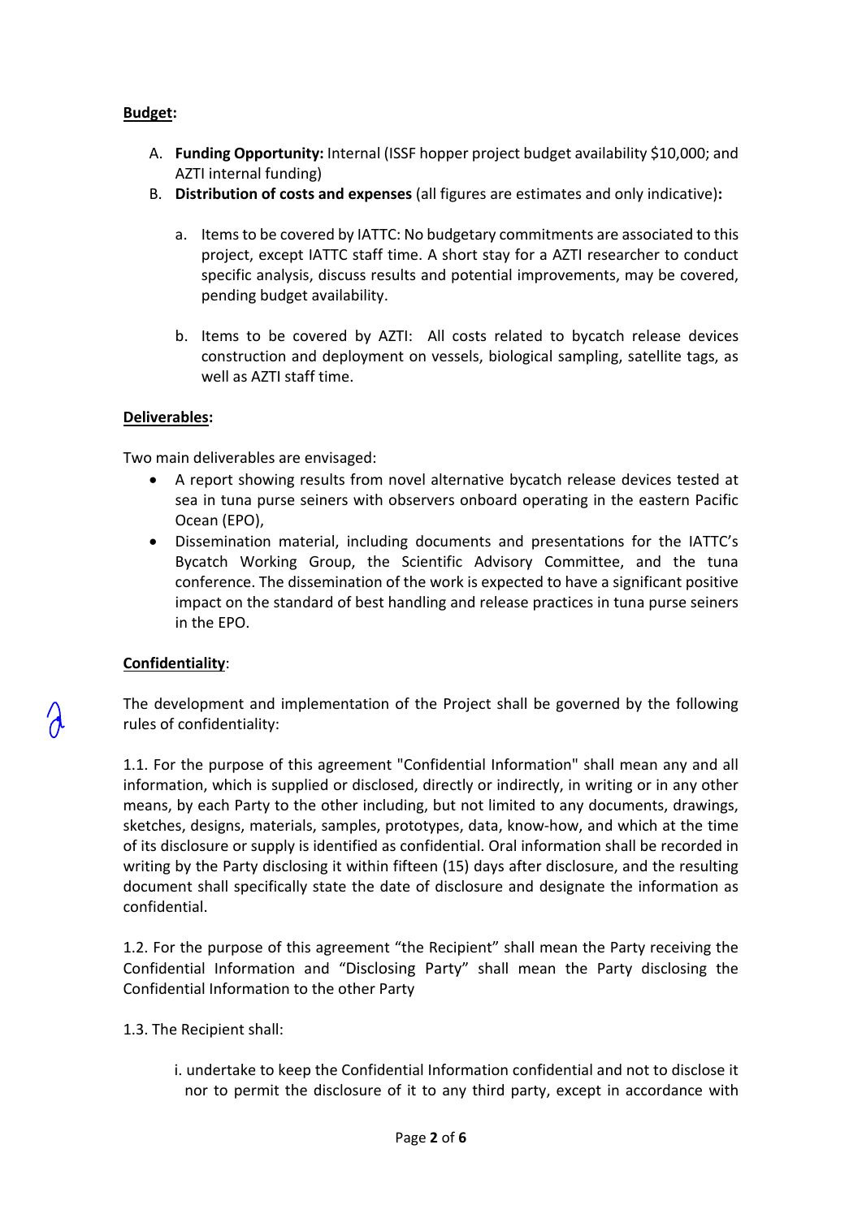**Budget:**

A. **Funding Opportunity:** Internal (ISSF hopper project budget availability $10,000; and AZTI internal funding)

B. **Distribution of costs and expenses** (all figures are estimates and only indicative)**:**

   a. Items to be covered by IATTC: No budgetary commitments are associated to this project, except IATTC staff time. A short stay for a AZTI researcher to conduct specific analysis, discuss results and potential improvements, may be covered, pending budget availability.

   b. Items to be covered by AZTI: All costs related to bycatch release devices construction and deployment on vessels, biological sampling, satellite tags, as well as AZTI staff time.

**Deliverables:**

Two main deliverables are envisaged:

- A report showing results from novel alternative bycatch release devices tested at sea in tuna purse seiners with observers onboard operating in the eastern Pacific Ocean (EPO),
- Dissemination material, including documents and presentations for the IATTC's Bycatch Working Group, the Scientific Advisory Committee, and the tuna conference. The dissemination of the work is expected to have a significant positive impact on the standard of best handling and release practices in tuna purse seiners in the EPO.

**Confidentiality**:

The development and implementation of the Project shall be governed by the following rules of confidentiality:

1.1. For the purpose of this agreement "Confidential Information" shall mean any and all information, which is supplied or disclosed, directly or indirectly, in writing or in any other means, by each Party to the other including, but not limited to any documents, drawings, sketches, designs, materials, samples, prototypes, data, know-how, and which at the time of its disclosure or supply is identified as confidential. Oral information shall be recorded in writing by the Party disclosing it within fifteen (15) days after disclosure, and the resulting document shall specifically state the date of disclosure and designate the information as confidential.

1.2. For the purpose of this agreement "the Recipient" shall mean the Party receiving the Confidential Information and "Disclosing Party" shall mean the Party disclosing the Confidential Information to the other Party

1.3. The Recipient shall:

i. undertake to keep the Confidential Information confidential and not to disclose it nor to permit the disclosure of it to any third party, except in accordance with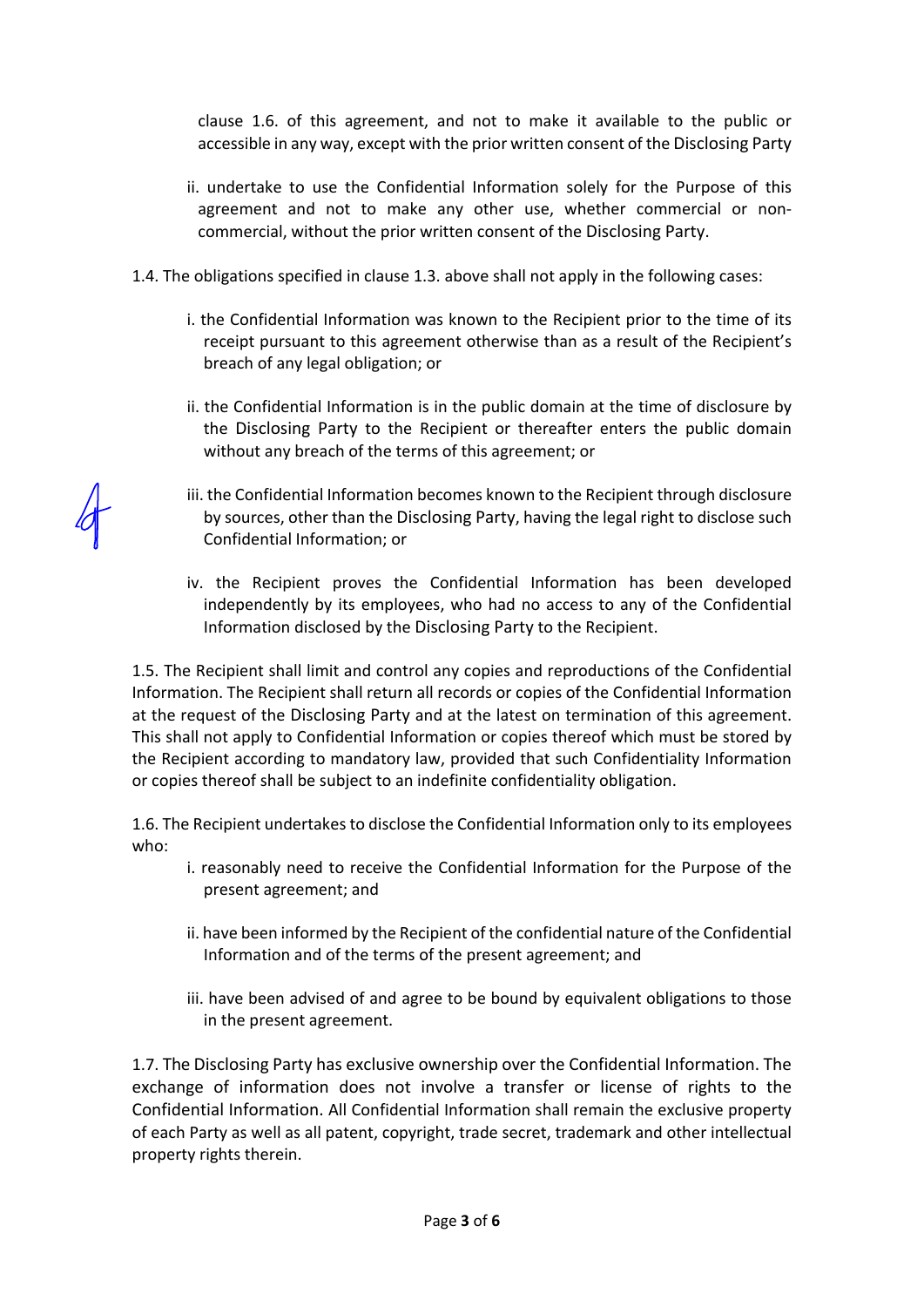clause 1.6. of this agreement, and not to make it available to the public or accessible in any way, except with the prior written consent of the Disclosing Party

ii. undertake to use the Confidential Information solely for the Purpose of this agreement and not to make any other use, whether commercial or non-commercial, without the prior written consent of the Disclosing Party.

1.4. The obligations specified in clause 1.3. above shall not apply in the following cases:

i. the Confidential Information was known to the Recipient prior to the time of its receipt pursuant to this agreement otherwise than as a result of the Recipient's breach of any legal obligation; or

ii. the Confidential Information is in the public domain at the time of disclosure by the Disclosing Party to the Recipient or thereafter enters the public domain without any breach of the terms of this agreement; or

iii. the Confidential Information becomes known to the Recipient through disclosure by sources, other than the Disclosing Party, having the legal right to disclose such Confidential Information; or

iv. the Recipient proves the Confidential Information has been developed independently by its employees, who had no access to any of the Confidential Information disclosed by the Disclosing Party to the Recipient.

1.5. The Recipient shall limit and control any copies and reproductions of the Confidential Information. The Recipient shall return all records or copies of the Confidential Information at the request of the Disclosing Party and at the latest on termination of this agreement. This shall not apply to Confidential Information or copies thereof which must be stored by the Recipient according to mandatory law, provided that such Confidentiality Information or copies thereof shall be subject to an indefinite confidentiality obligation.

1.6. The Recipient undertakes to disclose the Confidential Information only to its employees who:

i. reasonably need to receive the Confidential Information for the Purpose of the present agreement; and

ii. have been informed by the Recipient of the confidential nature of the Confidential Information and of the terms of the present agreement; and

iii. have been advised of and agree to be bound by equivalent obligations to those in the present agreement.

1.7. The Disclosing Party has exclusive ownership over the Confidential Information. The exchange of information does not involve a transfer or license of rights to the Confidential Information. All Confidential Information shall remain the exclusive property of each Party as well as all patent, copyright, trade secret, trademark and other intellectual property rights therein.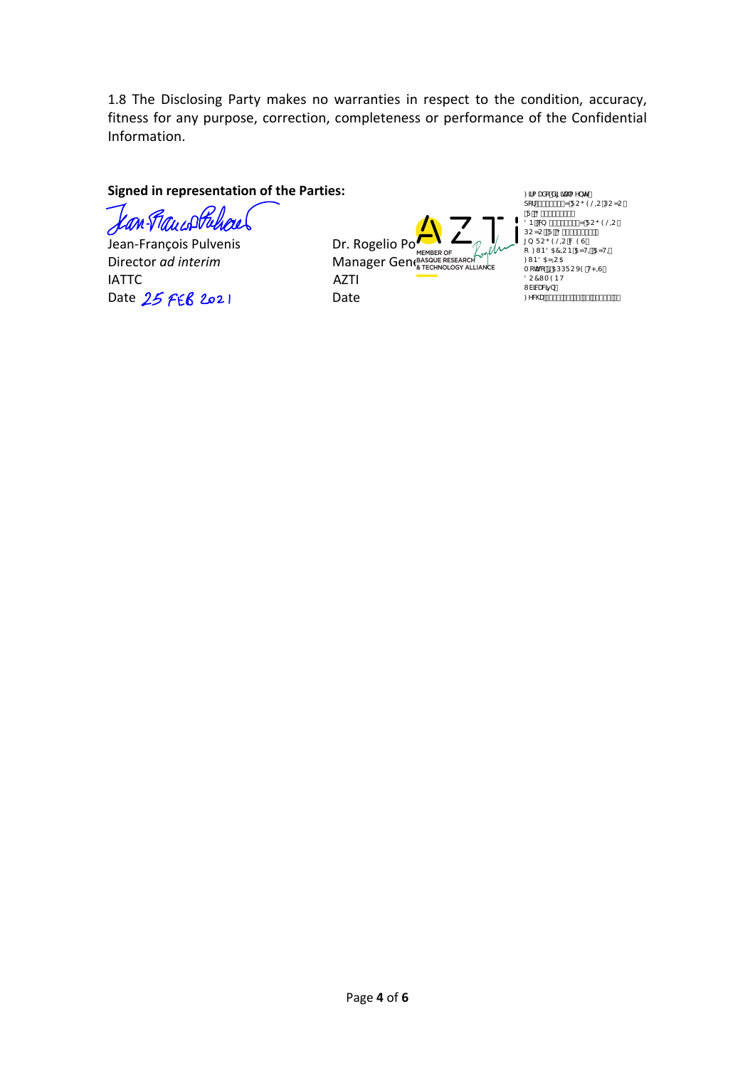1.8 The Disclosing Party makes no warranties in respect to the condition, accuracy, fitness for any purpose, correction, completeness or performance of the Confidential Information.

**Signed in representation of the Parties:**

Jean-François Pulvenis
Director *ad interim*
IATTC
Date 25 FEB 2021

Dr. Rogelio Po
Manager Gen
AZTI
Date

MEMBER OF
BASQUE RESEARCH
& TECHNOLOGY ALLIANCE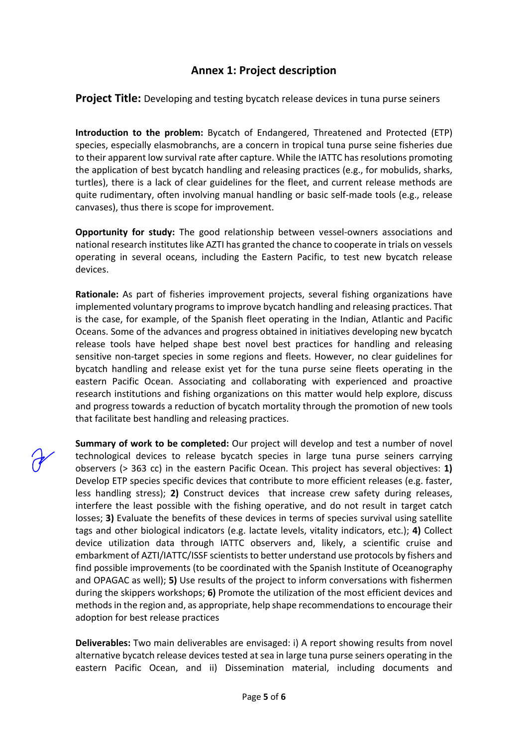## Annex 1: Project description

**Project Title:** Developing and testing bycatch release devices in tuna purse seiners

**Introduction to the problem:** Bycatch of Endangered, Threatened and Protected (ETP) species, especially elasmobranchs, are a concern in tropical tuna purse seine fisheries due to their apparent low survival rate after capture. While the IATTC has resolutions promoting the application of best bycatch handling and releasing practices (e.g., for mobulids, sharks, turtles), there is a lack of clear guidelines for the fleet, and current release methods are quite rudimentary, often involving manual handling or basic self-made tools (e.g., release canvases), thus there is scope for improvement.

**Opportunity for study:** The good relationship between vessel-owners associations and national research institutes like AZTI has granted the chance to cooperate in trials on vessels operating in several oceans, including the Eastern Pacific, to test new bycatch release devices.

**Rationale:** As part of fisheries improvement projects, several fishing organizations have implemented voluntary programs to improve bycatch handling and releasing practices. That is the case, for example, of the Spanish fleet operating in the Indian, Atlantic and Pacific Oceans. Some of the advances and progress obtained in initiatives developing new bycatch release tools have helped shape best novel best practices for handling and releasing sensitive non-target species in some regions and fleets. However, no clear guidelines for bycatch handling and release exist yet for the tuna purse seine fleets operating in the eastern Pacific Ocean. Associating and collaborating with experienced and proactive research institutions and fishing organizations on this matter would help explore, discuss and progress towards a reduction of bycatch mortality through the promotion of new tools that facilitate best handling and releasing practices.

**Summary of work to be completed:** Our project will develop and test a number of novel technological devices to release bycatch species in large tuna purse seiners carrying observers (> 363 cc) in the eastern Pacific Ocean. This project has several objectives: **1)** Develop ETP species specific devices that contribute to more efficient releases (e.g. faster, less handling stress); **2)** Construct devices that increase crew safety during releases, interfere the least possible with the fishing operative, and do not result in target catch losses; **3)** Evaluate the benefits of these devices in terms of species survival using satellite tags and other biological indicators (e.g. lactate levels, vitality indicators, etc.); **4)** Collect device utilization data through IATTC observers and, likely, a scientific cruise and embarkment of AZTI/IATTC/ISSF scientists to better understand use protocols by fishers and find possible improvements (to be coordinated with the Spanish Institute of Oceanography and OPAGAC as well); **5)** Use results of the project to inform conversations with fishermen during the skippers workshops; **6)** Promote the utilization of the most efficient devices and methods in the region and, as appropriate, help shape recommendations to encourage their adoption for best release practices

**Deliverables:** Two main deliverables are envisaged: i) A report showing results from novel alternative bycatch release devices tested at sea in large tuna purse seiners operating in the eastern Pacific Ocean, and ii) Dissemination material, including documents and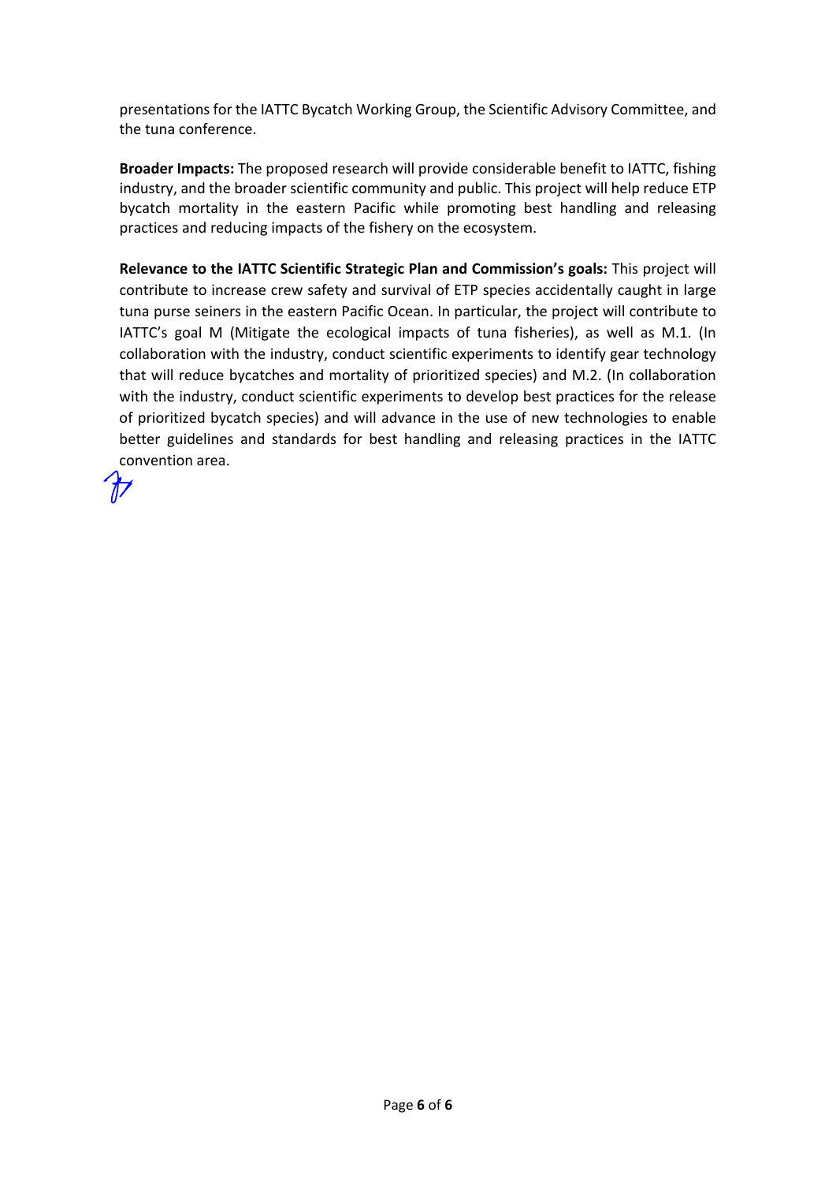presentations for the IATTC Bycatch Working Group, the Scientific Advisory Committee, and the tuna conference.

**Broader Impacts:** The proposed research will provide considerable benefit to IATTC, fishing industry, and the broader scientific community and public. This project will help reduce ETP bycatch mortality in the eastern Pacific while promoting best handling and releasing practices and reducing impacts of the fishery on the ecosystem.

**Relevance to the IATTC Scientific Strategic Plan and Commission's goals:** This project will contribute to increase crew safety and survival of ETP species accidentally caught in large tuna purse seiners in the eastern Pacific Ocean. In particular, the project will contribute to IATTC's goal M (Mitigate the ecological impacts of tuna fisheries), as well as M.1. (In collaboration with the industry, conduct scientific experiments to identify gear technology that will reduce bycatches and mortality of prioritized species) and M.2. (In collaboration with the industry, conduct scientific experiments to develop best practices for the release of prioritized bycatch species) and will advance in the use of new technologies to enable better guidelines and standards for best handling and releasing practices in the IATTC convention area.